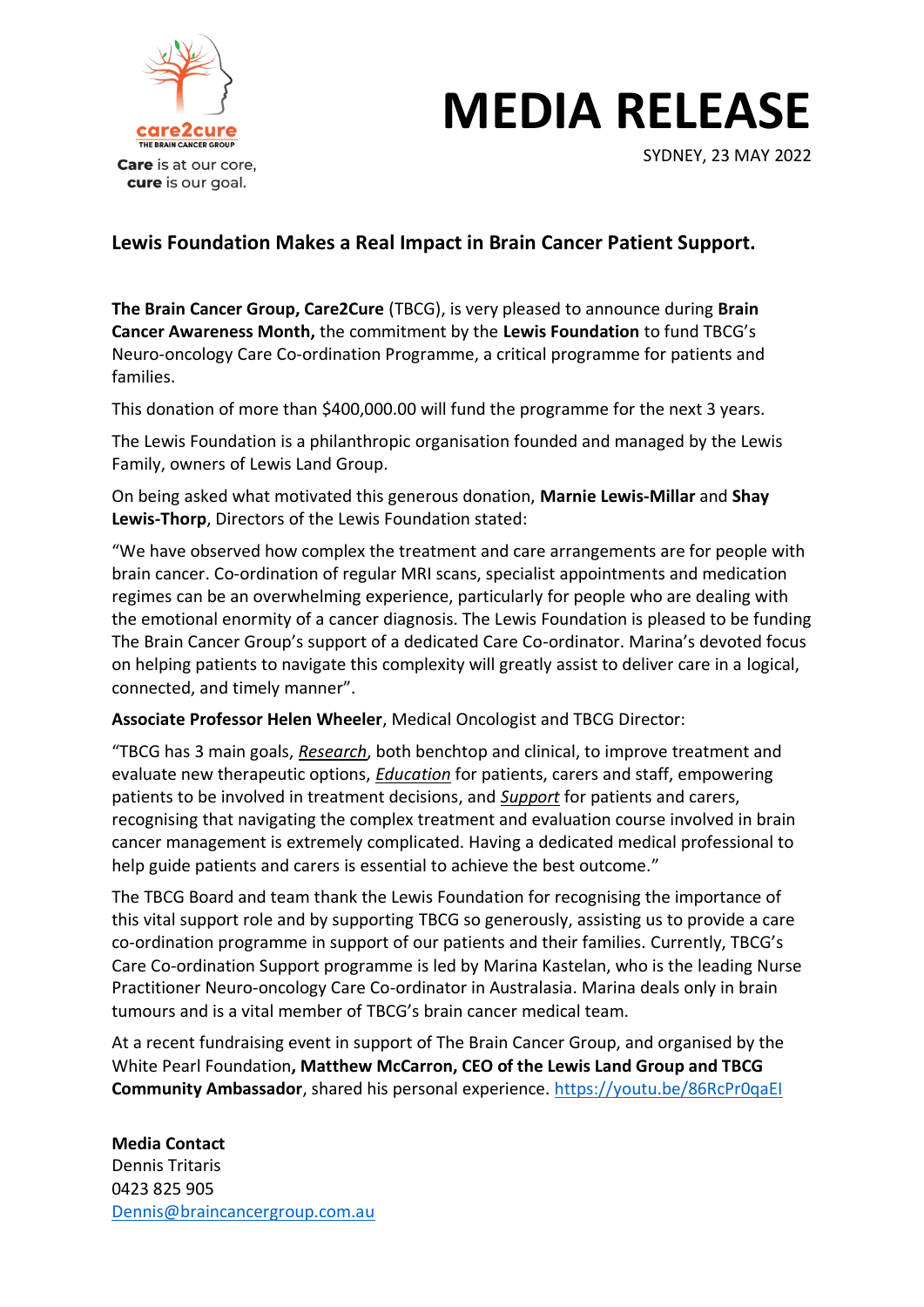care2cure
THE BRAIN CANCER GROUP
**Care** is at our core,
**cure** is our goal.

# MEDIA RELEASE

SYDNEY, 23 MAY 2022

## Lewis Foundation Makes a Real Impact in Brain Cancer Patient Support.

**The Brain Cancer Group, Care2Cure** (TBCG), is very pleased to announce during **Brain Cancer Awareness Month,** the commitment by the **Lewis Foundation** to fund TBCG's Neuro-oncology Care Co-ordination Programme, a critical programme for patients and families.

This donation of more than $400,000.00 will fund the programme for the next 3 years.

The Lewis Foundation is a philanthropic organisation founded and managed by the Lewis Family, owners of Lewis Land Group.

On being asked what motivated this generous donation, **Marnie Lewis-Millar** and **Shay Lewis-Thorp**, Directors of the Lewis Foundation stated:

"We have observed how complex the treatment and care arrangements are for people with brain cancer. Co-ordination of regular MRI scans, specialist appointments and medication regimes can be an overwhelming experience, particularly for people who are dealing with the emotional enormity of a cancer diagnosis. The Lewis Foundation is pleased to be funding The Brain Cancer Group's support of a dedicated Care Co-ordinator. Marina's devoted focus on helping patients to navigate this complexity will greatly assist to deliver care in a logical, connected, and timely manner".

**Associate Professor Helen Wheeler**, Medical Oncologist and TBCG Director:

"TBCG has 3 main goals, ***Research***, both benchtop and clinical, to improve treatment and evaluate new therapeutic options, ***Education*** for patients, carers and staff, empowering patients to be involved in treatment decisions, and ***Support*** for patients and carers, recognising that navigating the complex treatment and evaluation course involved in brain cancer management is extremely complicated. Having a dedicated medical professional to help guide patients and carers is essential to achieve the best outcome."

The TBCG Board and team thank the Lewis Foundation for recognising the importance of this vital support role and by supporting TBCG so generously, assisting us to provide a care co-ordination programme in support of our patients and their families. Currently, TBCG's Care Co-ordination Support programme is led by Marina Kastelan, who is the leading Nurse Practitioner Neuro-oncology Care Co-ordinator in Australasia. Marina deals only in brain tumours and is a vital member of TBCG's brain cancer medical team.

At a recent fundraising event in support of The Brain Cancer Group, and organised by the White Pearl Foundation**, Matthew McCarron, CEO of the Lewis Land Group and TBCG Community Ambassador**, shared his personal experience. https://youtu.be/86RcPr0qaEI

**Media Contact**
Dennis Tritaris
0423 825 905
Dennis@braincancergroup.com.au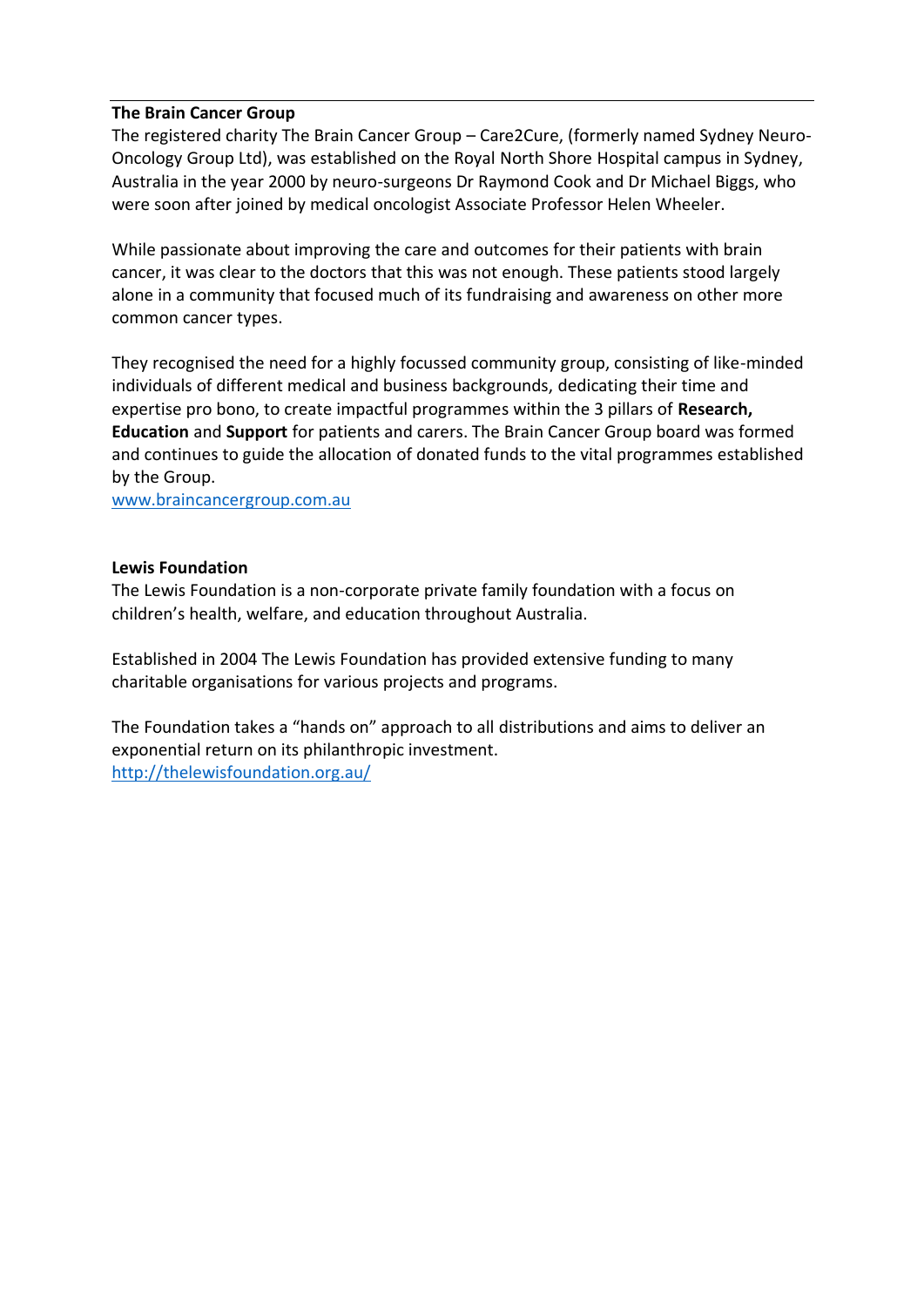**The Brain Cancer Group**

The registered charity The Brain Cancer Group – Care2Cure, (formerly named Sydney Neuro-Oncology Group Ltd), was established on the Royal North Shore Hospital campus in Sydney, Australia in the year 2000 by neuro-surgeons Dr Raymond Cook and Dr Michael Biggs, who were soon after joined by medical oncologist Associate Professor Helen Wheeler.

While passionate about improving the care and outcomes for their patients with brain cancer, it was clear to the doctors that this was not enough. These patients stood largely alone in a community that focused much of its fundraising and awareness on other more common cancer types.

They recognised the need for a highly focussed community group, consisting of like-minded individuals of different medical and business backgrounds, dedicating their time and expertise pro bono, to create impactful programmes within the 3 pillars of **Research, Education** and **Support** for patients and carers. The Brain Cancer Group board was formed and continues to guide the allocation of donated funds to the vital programmes established by the Group.

[www.braincancergroup.com.au](www.braincancergroup.com.au)

**Lewis Foundation**

The Lewis Foundation is a non-corporate private family foundation with a focus on children's health, welfare, and education throughout Australia.

Established in 2004 The Lewis Foundation has provided extensive funding to many charitable organisations for various projects and programs.

The Foundation takes a "hands on" approach to all distributions and aims to deliver an exponential return on its philanthropic investment.

[http://thelewisfoundation.org.au/](http://thelewisfoundation.org.au/)